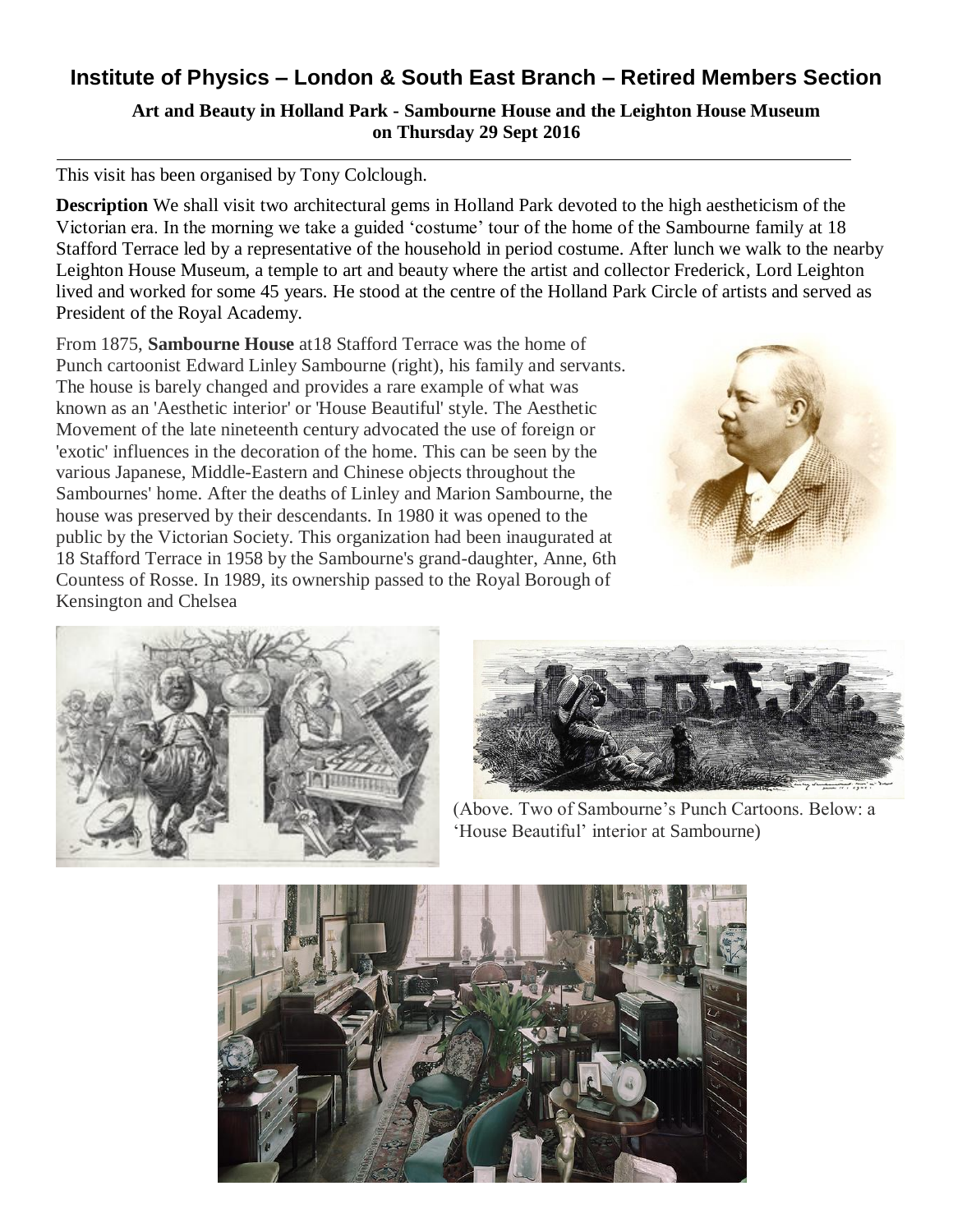# Institute of Physics – London & South East Branch – Retired Members Section

**Art and Beauty in Holland Park - Sambourne House and the Leighton House Museum on Thursday 29 Sept 2016**

---

This visit has been organised by Tony Colclough.

**Description** We shall visit two architectural gems in Holland Park devoted to the high aestheticism of the Victorian era. In the morning we take a guided 'costume' tour of the home of the Sambourne family at 18 Stafford Terrace led by a representative of the household in period costume. After lunch we walk to the nearby Leighton House Museum, a temple to art and beauty where the artist and collector Frederick, Lord Leighton lived and worked for some 45 years. He stood at the centre of the Holland Park Circle of artists and served as President of the Royal Academy.

From 1875, **Sambourne House** at18 Stafford Terrace was the home of Punch cartoonist Edward Linley Sambourne (right), his family and servants. The house is barely changed and provides a rare example of what was known as an 'Aesthetic interior' or 'House Beautiful' style. The Aesthetic Movement of the late nineteenth century advocated the use of foreign or 'exotic' influences in the decoration of the home. This can be seen by the various Japanese, Middle-Eastern and Chinese objects throughout the Sambournes' home. After the deaths of Linley and Marion Sambourne, the house was preserved by their descendants. In 1980 it was opened to the public by the Victorian Society. This organization had been inaugurated at 18 Stafford Terrace in 1958 by the Sambourne's grand-daughter, Anne, 6th Countess of Rosse. In 1989, its ownership passed to the Royal Borough of Kensington and Chelsea

(Above. Two of Sambourne's Punch Cartoons. Below: a 'House Beautiful' interior at Sambourne)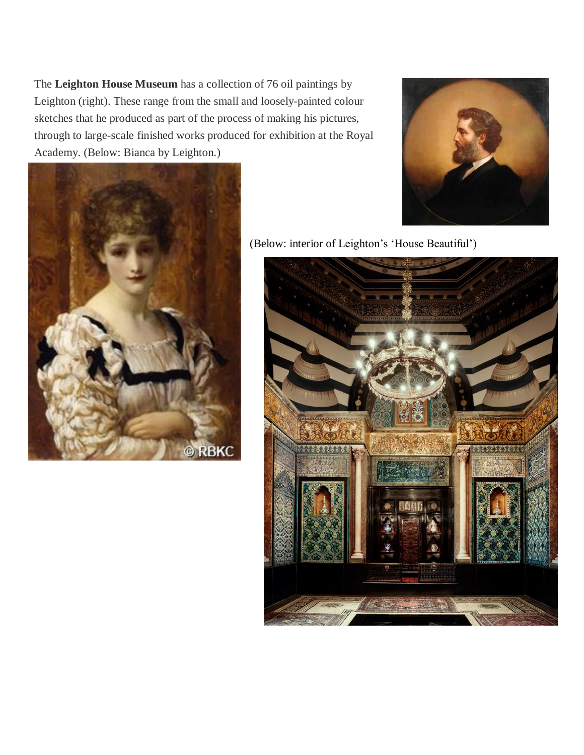The **Leighton House Museum** has a collection of 76 oil paintings by Leighton (right). These range from the small and loosely-painted colour sketches that he produced as part of the process of making his pictures, through to large-scale finished works produced for exhibition at the Royal Academy. (Below: Bianca by Leighton.)

(Below: interior of Leighton's 'House Beautiful')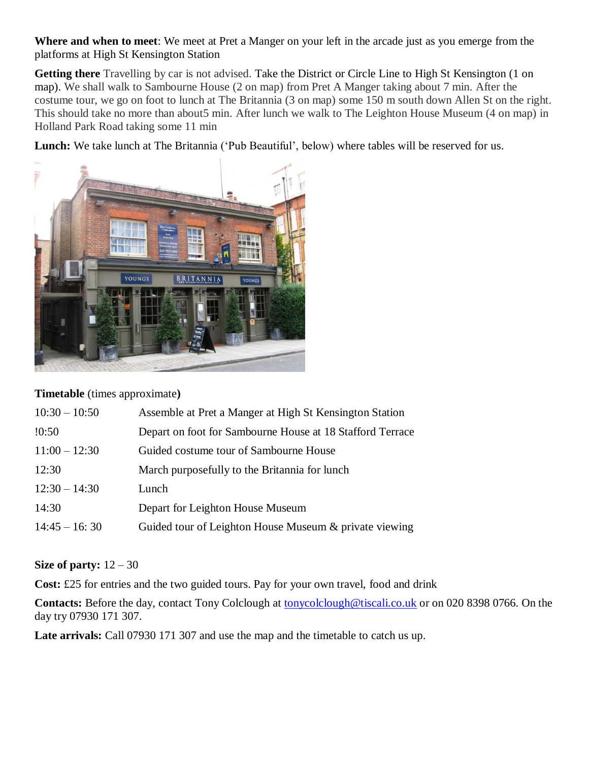**Where and when to meet**: We meet at Pret a Manger on your left in the arcade just as you emerge from the platforms at High St Kensington Station

**Getting there** Travelling by car is not advised. Take the District or Circle Line to High St Kensington (1 on map). We shall walk to Sambourne House (2 on map) from Pret A Manger taking about 7 min. After the costume tour, we go on foot to lunch at The Britannia (3 on map) some 150 m south down Allen St on the right. This should take no more than about5 min. After lunch we walk to The Leighton House Museum (4 on map) in Holland Park Road taking some 11 min

**Lunch:** We take lunch at The Britannia ('Pub Beautiful', below) where tables will be reserved for us.

**Timetable** (times approximate**)**

| | |
|---|---|
| 10:30 – 10:50 | Assemble at Pret a Manger at High St Kensington Station |
| !0:50 | Depart on foot for Sambourne House at 18 Stafford Terrace |
| 11:00 – 12:30 | Guided costume tour of Sambourne House |
| 12:30 | March purposefully to the Britannia for lunch |
| 12:30 – 14:30 | Lunch |
| 14:30 | Depart for Leighton House Museum |
| 14:45 – 16: 30 | Guided tour of Leighton House Museum & private viewing |

**Size of party:** 12 – 30

**Cost:** £25 for entries and the two guided tours. Pay for your own travel, food and drink

**Contacts:** Before the day, contact Tony Colclough at tonycolclough@tiscali.co.uk or on 020 8398 0766. On the day try 07930 171 307.

**Late arrivals:** Call 07930 171 307 and use the map and the timetable to catch us up.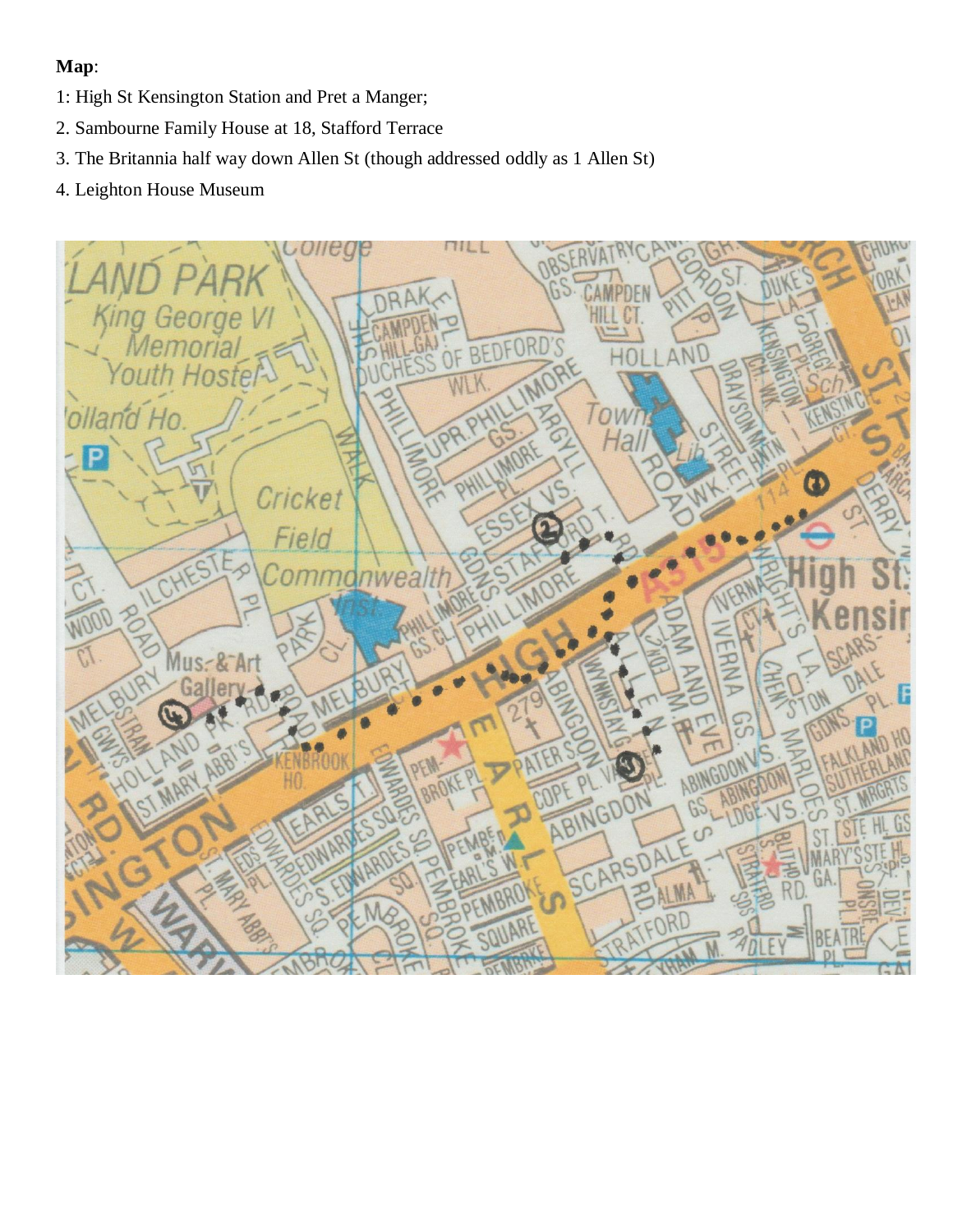**Map**:

1: High St Kensington Station and Pret a Manger;

2. Sambourne Family House at 18, Stafford Terrace

3. The Britannia half way down Allen St (though addressed oddly as 1 Allen St)

4. Leighton House Museum